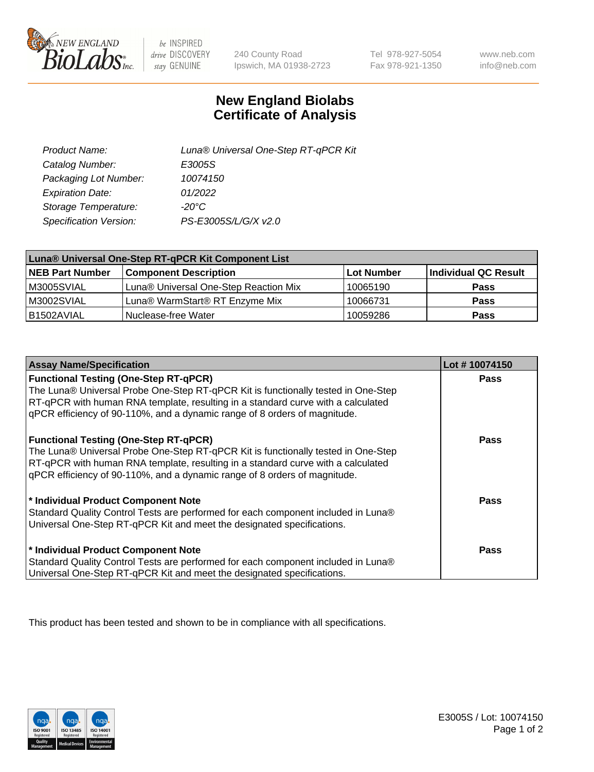# New England Biolabs
# Certificate of Analysis

| | |
|---|---|
| *Product Name:* | *Luna® Universal One-Step RT-qPCR Kit* |
| *Catalog Number:* | *E3005S* |
| *Packaging Lot Number:* | *10074150* |
| *Expiration Date:* | *01/2022* |
| *Storage Temperature:* | *-20°C* |
| *Specification Version:* | *PS-E3005S/L/G/X v2.0* |

| **Luna® Universal One-Step RT-qPCR Kit Component List** | | | |
|---|---|---|---|
| **NEB Part Number** | **Component Description** | **Lot Number** | **Individual QC Result** |
| M3005SVIAL | Luna® Universal One-Step Reaction Mix | 10065190 | **Pass** |
| M3002SVIAL | Luna® WarmStart® RT Enzyme Mix | 10066731 | **Pass** |
| B1502AVIAL | Nuclease-free Water | 10059286 | **Pass** |

| **Assay Name/Specification** | **Lot # 10074150** |
|---|---|
| **Functional Testing (One-Step RT-qPCR)**<br>The Luna® Universal Probe One-Step RT-qPCR Kit is functionally tested in One-Step RT-qPCR with human RNA template, resulting in a standard curve with a calculated qPCR efficiency of 90-110%, and a dynamic range of 8 orders of magnitude. | **Pass** |
| **Functional Testing (One-Step RT-qPCR)**<br>The Luna® Universal Probe One-Step RT-qPCR Kit is functionally tested in One-Step RT-qPCR with human RNA template, resulting in a standard curve with a calculated qPCR efficiency of 90-110%, and a dynamic range of 8 orders of magnitude. | **Pass** |
| **\* Individual Product Component Note**<br>Standard Quality Control Tests are performed for each component included in Luna® Universal One-Step RT-qPCR Kit and meet the designated specifications. | **Pass** |
| **\* Individual Product Component Note**<br>Standard Quality Control Tests are performed for each component included in Luna® Universal One-Step RT-qPCR Kit and meet the designated specifications. | **Pass** |

This product has been tested and shown to be in compliance with all specifications.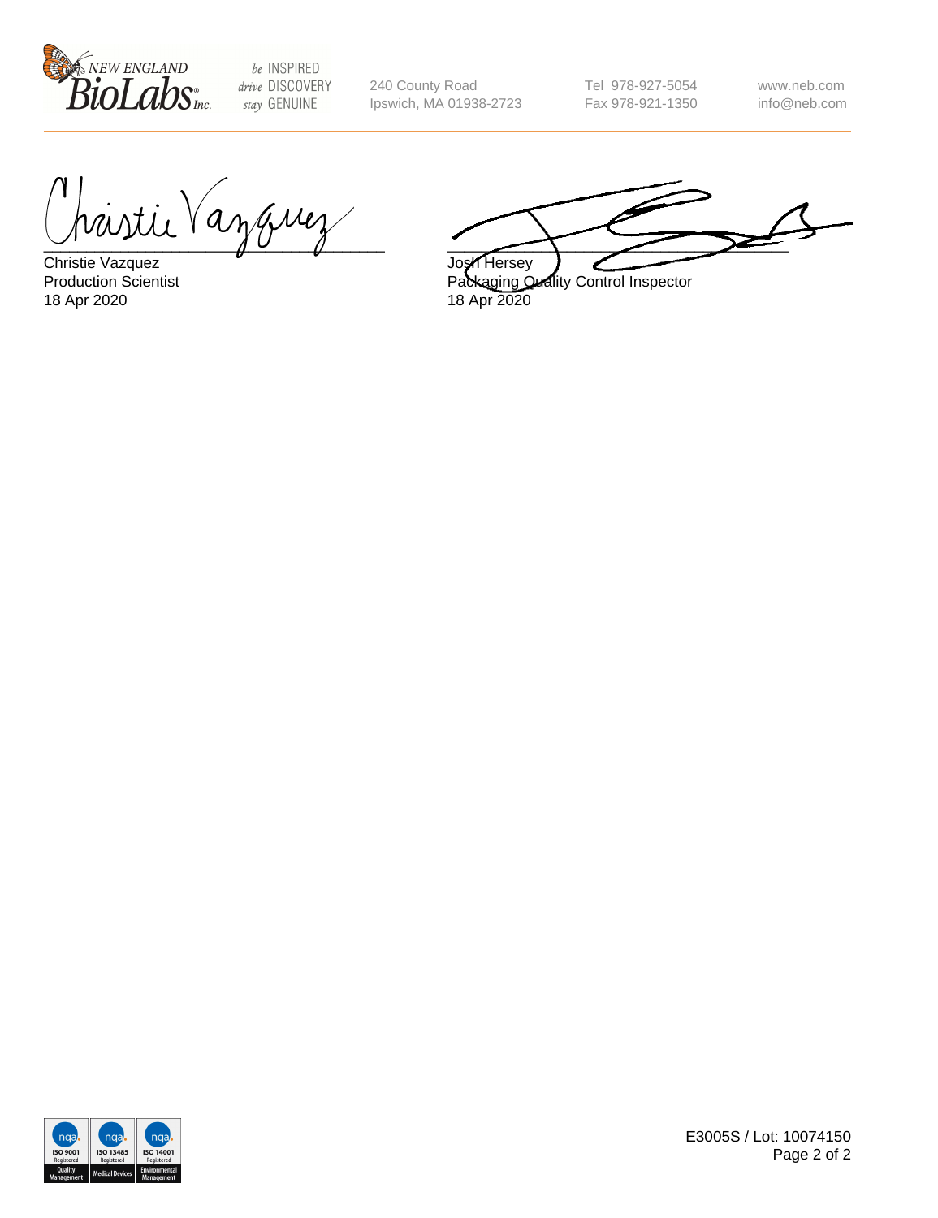Christie Vazquez
Production Scientist
18 Apr 2020

Josh Hersey
Packaging Quality Control Inspector
18 Apr 2020

E3005S / Lot: 10074150